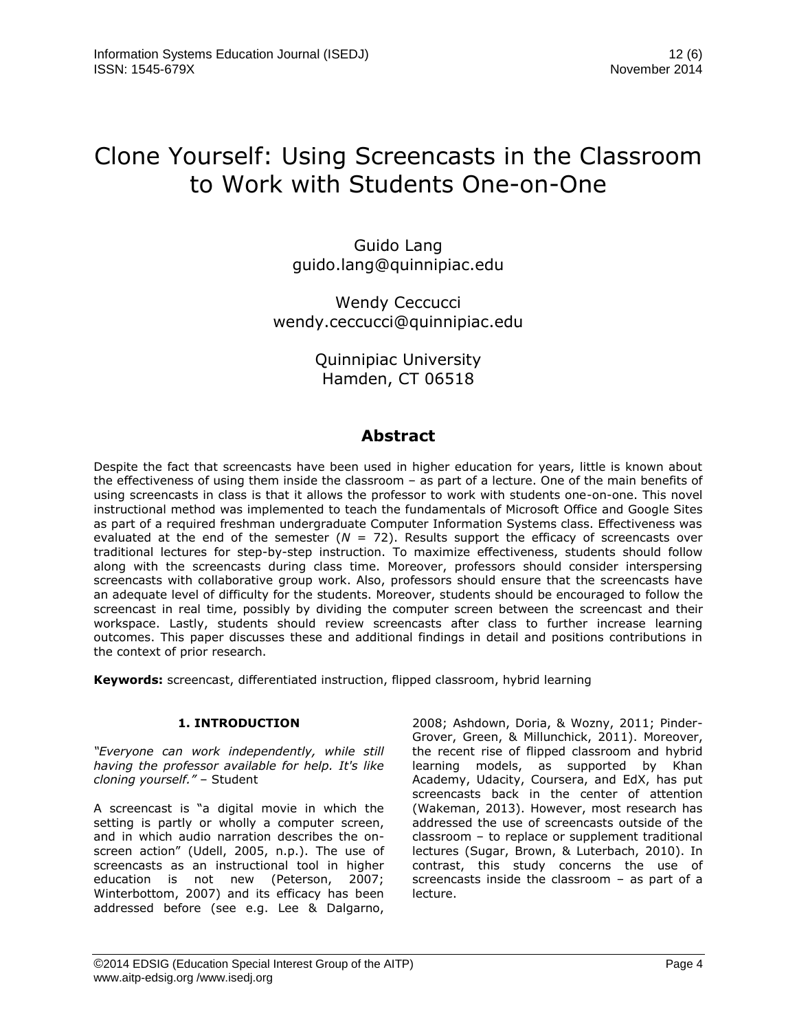# Clone Yourself: Using Screencasts in the Classroom to Work with Students One-on-One

Guido Lang
guido.lang@quinnipiac.edu

Wendy Ceccucci
wendy.ceccucci@quinnipiac.edu

Quinnipiac University
Hamden, CT 06518

## Abstract

Despite the fact that screencasts have been used in higher education for years, little is known about the effectiveness of using them inside the classroom – as part of a lecture. One of the main benefits of using screencasts in class is that it allows the professor to work with students one-on-one. This novel instructional method was implemented to teach the fundamentals of Microsoft Office and Google Sites as part of a required freshman undergraduate Computer Information Systems class. Effectiveness was evaluated at the end of the semester ($N$ = 72). Results support the efficacy of screencasts over traditional lectures for step-by-step instruction. To maximize effectiveness, students should follow along with the screencasts during class time. Moreover, professors should consider interspersing screencasts with collaborative group work. Also, professors should ensure that the screencasts have an adequate level of difficulty for the students. Moreover, students should be encouraged to follow the screencast in real time, possibly by dividing the computer screen between the screencast and their workspace. Lastly, students should review screencasts after class to further increase learning outcomes. This paper discusses these and additional findings in detail and positions contributions in the context of prior research.

**Keywords:** screencast, differentiated instruction, flipped classroom, hybrid learning

### 1. INTRODUCTION

*"Everyone can work independently, while still having the professor available for help. It's like cloning yourself."* – Student

A screencast is "a digital movie in which the setting is partly or wholly a computer screen, and in which audio narration describes the on-screen action" (Udell, 2005, n.p.). The use of screencasts as an instructional tool in higher education is not new (Peterson, 2007; Winterbottom, 2007) and its efficacy has been addressed before (see e.g. Lee & Dalgarno, 2008; Ashdown, Doria, & Wozny, 2011; Pinder-Grover, Green, & Millunchick, 2011). Moreover, the recent rise of flipped classroom and hybrid learning models, as supported by Khan Academy, Udacity, Coursera, and EdX, has put screencasts back in the center of attention (Wakeman, 2013). However, most research has addressed the use of screencasts outside of the classroom – to replace or supplement traditional lectures (Sugar, Brown, & Luterbach, 2010). In contrast, this study concerns the use of screencasts inside the classroom – as part of a lecture.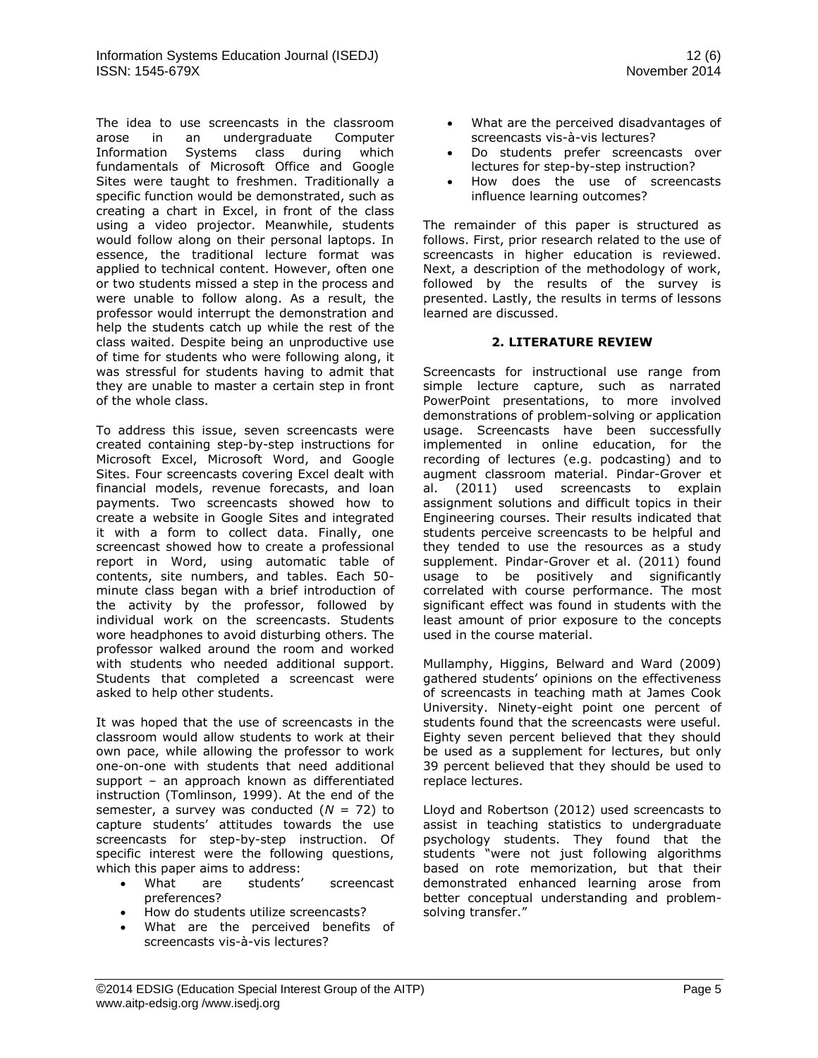The idea to use screencasts in the classroom arose in an undergraduate Computer Information Systems class during which fundamentals of Microsoft Office and Google Sites were taught to freshmen. Traditionally a specific function would be demonstrated, such as creating a chart in Excel, in front of the class using a video projector. Meanwhile, students would follow along on their personal laptops. In essence, the traditional lecture format was applied to technical content. However, often one or two students missed a step in the process and were unable to follow along. As a result, the professor would interrupt the demonstration and help the students catch up while the rest of the class waited. Despite being an unproductive use of time for students who were following along, it was stressful for students having to admit that they are unable to master a certain step in front of the whole class.

To address this issue, seven screencasts were created containing step-by-step instructions for Microsoft Excel, Microsoft Word, and Google Sites. Four screencasts covering Excel dealt with financial models, revenue forecasts, and loan payments. Two screencasts showed how to create a website in Google Sites and integrated it with a form to collect data. Finally, one screencast showed how to create a professional report in Word, using automatic table of contents, site numbers, and tables. Each 50-minute class began with a brief introduction of the activity by the professor, followed by individual work on the screencasts. Students wore headphones to avoid disturbing others. The professor walked around the room and worked with students who needed additional support. Students that completed a screencast were asked to help other students.

It was hoped that the use of screencasts in the classroom would allow students to work at their own pace, while allowing the professor to work one-on-one with students that need additional support – an approach known as differentiated instruction (Tomlinson, 1999). At the end of the semester, a survey was conducted ($N$ = 72) to capture students' attitudes towards the use screencasts for step-by-step instruction. Of specific interest were the following questions, which this paper aims to address:

- What are students' screencast preferences?
- How do students utilize screencasts?
- What are the perceived benefits of screencasts vis-à-vis lectures?
- What are the perceived disadvantages of screencasts vis-à-vis lectures?
- Do students prefer screencasts over lectures for step-by-step instruction?
- How does the use of screencasts influence learning outcomes?

The remainder of this paper is structured as follows. First, prior research related to the use of screencasts in higher education is reviewed. Next, a description of the methodology of work, followed by the results of the survey is presented. Lastly, the results in terms of lessons learned are discussed.

## 2. LITERATURE REVIEW

Screencasts for instructional use range from simple lecture capture, such as narrated PowerPoint presentations, to more involved demonstrations of problem-solving or application usage. Screencasts have been successfully implemented in online education, for the recording of lectures (e.g. podcasting) and to augment classroom material. Pindar-Grover et al. (2011) used screencasts to explain assignment solutions and difficult topics in their Engineering courses. Their results indicated that students perceive screencasts to be helpful and they tended to use the resources as a study supplement. Pindar-Grover et al. (2011) found usage to be positively and significantly correlated with course performance. The most significant effect was found in students with the least amount of prior exposure to the concepts used in the course material.

Mullamphy, Higgins, Belward and Ward (2009) gathered students' opinions on the effectiveness of screencasts in teaching math at James Cook University. Ninety-eight point one percent of students found that the screencasts were useful. Eighty seven percent believed that they should be used as a supplement for lectures, but only 39 percent believed that they should be used to replace lectures.

Lloyd and Robertson (2012) used screencasts to assist in teaching statistics to undergraduate psychology students. They found that the students "were not just following algorithms based on rote memorization, but that their demonstrated enhanced learning arose from better conceptual understanding and problem-solving transfer."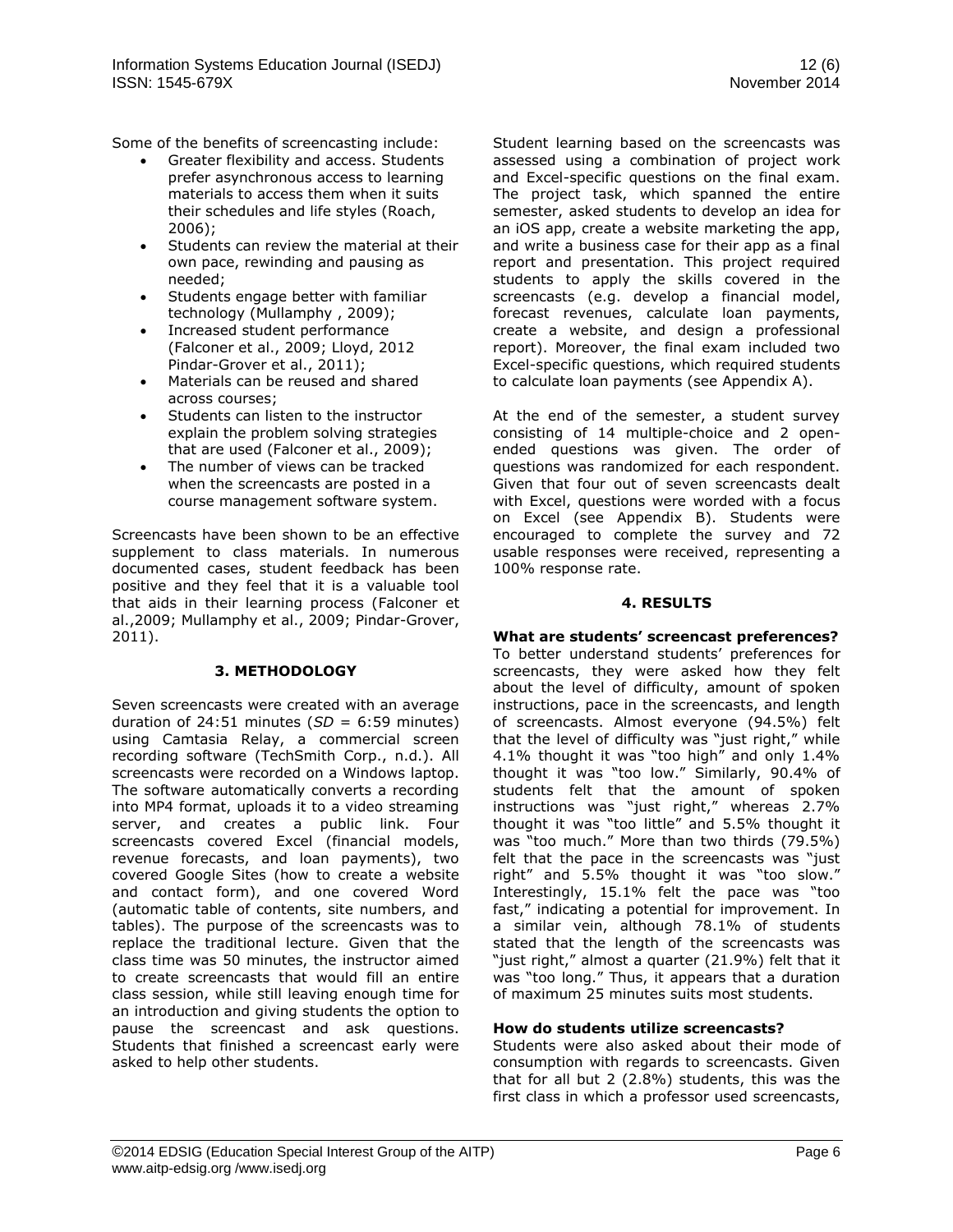Some of the benefits of screencasting include:

- Greater flexibility and access. Students prefer asynchronous access to learning materials to access them when it suits their schedules and life styles (Roach, 2006);
- Students can review the material at their own pace, rewinding and pausing as needed;
- Students engage better with familiar technology (Mullamphy , 2009);
- Increased student performance (Falconer et al., 2009; Lloyd, 2012 Pindar-Grover et al., 2011);
- Materials can be reused and shared across courses;
- Students can listen to the instructor explain the problem solving strategies that are used (Falconer et al., 2009);
- The number of views can be tracked when the screencasts are posted in a course management software system.

Screencasts have been shown to be an effective supplement to class materials. In numerous documented cases, student feedback has been positive and they feel that it is a valuable tool that aids in their learning process (Falconer et al.,2009; Mullamphy et al., 2009; Pindar-Grover, 2011).

## 3. METHODOLOGY

Seven screencasts were created with an average duration of 24:51 minutes (*SD* = 6:59 minutes) using Camtasia Relay, a commercial screen recording software (TechSmith Corp., n.d.). All screencasts were recorded on a Windows laptop. The software automatically converts a recording into MP4 format, uploads it to a video streaming server, and creates a public link. Four screencasts covered Excel (financial models, revenue forecasts, and loan payments), two covered Google Sites (how to create a website and contact form), and one covered Word (automatic table of contents, site numbers, and tables). The purpose of the screencasts was to replace the traditional lecture. Given that the class time was 50 minutes, the instructor aimed to create screencasts that would fill an entire class session, while still leaving enough time for an introduction and giving students the option to pause the screencast and ask questions. Students that finished a screencast early were asked to help other students.

Student learning based on the screencasts was assessed using a combination of project work and Excel-specific questions on the final exam. The project task, which spanned the entire semester, asked students to develop an idea for an iOS app, create a website marketing the app, and write a business case for their app as a final report and presentation. This project required students to apply the skills covered in the screencasts (e.g. develop a financial model, forecast revenues, calculate loan payments, create a website, and design a professional report). Moreover, the final exam included two Excel-specific questions, which required students to calculate loan payments (see Appendix A).

At the end of the semester, a student survey consisting of 14 multiple-choice and 2 open-ended questions was given. The order of questions was randomized for each respondent. Given that four out of seven screencasts dealt with Excel, questions were worded with a focus on Excel (see Appendix B). Students were encouraged to complete the survey and 72 usable responses were received, representing a 100% response rate.

## 4. RESULTS

**What are students' screencast preferences?**

To better understand students' preferences for screencasts, they were asked how they felt about the level of difficulty, amount of spoken instructions, pace in the screencasts, and length of screencasts. Almost everyone (94.5%) felt that the level of difficulty was "just right," while 4.1% thought it was "too high" and only 1.4% thought it was "too low." Similarly, 90.4% of students felt that the amount of spoken instructions was "just right," whereas 2.7% thought it was "too little" and 5.5% thought it was "too much." More than two thirds (79.5%) felt that the pace in the screencasts was "just right" and 5.5% thought it was "too slow." Interestingly, 15.1% felt the pace was "too fast," indicating a potential for improvement. In a similar vein, although 78.1% of students stated that the length of the screencasts was "just right," almost a quarter (21.9%) felt that it was "too long." Thus, it appears that a duration of maximum 25 minutes suits most students.

**How do students utilize screencasts?**

Students were also asked about their mode of consumption with regards to screencasts. Given that for all but 2 (2.8%) students, this was the first class in which a professor used screencasts,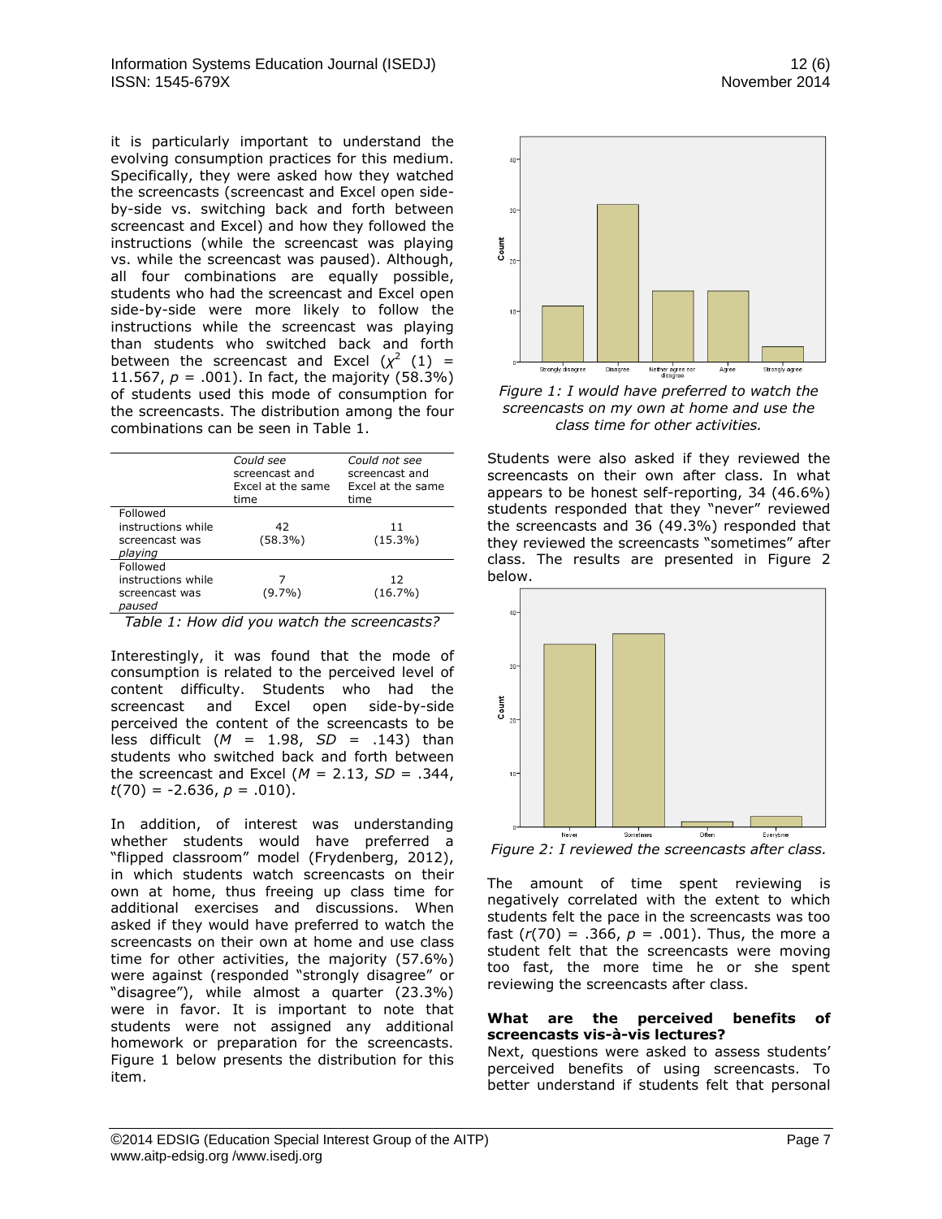it is particularly important to understand the evolving consumption practices for this medium. Specifically, they were asked how they watched the screencasts (screencast and Excel open side-by-side vs. switching back and forth between screencast and Excel) and how they followed the instructions (while the screencast was playing vs. while the screencast was paused). Although, all four combinations are equally possible, students who had the screencast and Excel open side-by-side were more likely to follow the instructions while the screencast was playing than students who switched back and forth between the screencast and Excel ($\chi^2$ (1) = 11.567, *p* = .001). In fact, the majority (58.3%) of students used this mode of consumption for the screencasts. The distribution among the four combinations can be seen in Table 1.

| | *Could see screencast and Excel at the same time* | *Could not see screencast and Excel at the same time* |
|---|---|---|
| Followed instructions while screencast was *playing* | 42 (58.3%) | 11 (15.3%) |
| Followed instructions while screencast was *paused* | 7 (9.7%) | 12 (16.7%) |

*Table 1: How did you watch the screencasts?*

Interestingly, it was found that the mode of consumption is related to the perceived level of content difficulty. Students who had the screencast and Excel open side-by-side perceived the content of the screencasts to be less difficult (*M* = 1.98, *SD* = .143) than students who switched back and forth between the screencast and Excel (*M* = 2.13, *SD* = .344, *t*(70) = -2.636, *p* = .010).

In addition, of interest was understanding whether students would have preferred a "flipped classroom" model (Frydenberg, 2012), in which students watch screencasts on their own at home, thus freeing up class time for additional exercises and discussions. When asked if they would have preferred to watch the screencasts on their own at home and use class time for other activities, the majority (57.6%) were against (responded "strongly disagree" or "disagree"), while almost a quarter (23.3%) were in favor. It is important to note that students were not assigned any additional homework or preparation for the screencasts. Figure 1 below presents the distribution for this item.

*Figure 1: I would have preferred to watch the screencasts on my own at home and use the class time for other activities.*

Students were also asked if they reviewed the screencasts on their own after class. In what appears to be honest self-reporting, 34 (46.6%) students responded that they "never" reviewed the screencasts and 36 (49.3%) responded that they reviewed the screencasts "sometimes" after class. The results are presented in Figure 2 below.

*Figure 2: I reviewed the screencasts after class.*

The amount of time spent reviewing is negatively correlated with the extent to which students felt the pace in the screencasts was too fast (*r*(70) = .366, *p* = .001). Thus, the more a student felt that the screencasts were moving too fast, the more time he or she spent reviewing the screencasts after class.

**What are the perceived benefits of screencasts vis-à-vis lectures?**

Next, questions were asked to assess students' perceived benefits of using screencasts. To better understand if students felt that personal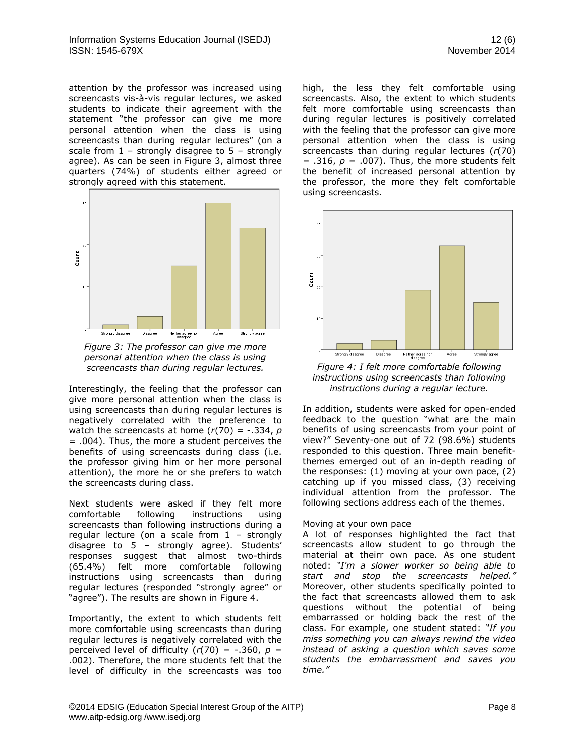attention by the professor was increased using screencasts vis-à-vis regular lectures, we asked students to indicate their agreement with the statement "the professor can give me more personal attention when the class is using screencasts than during regular lectures" (on a scale from 1 – strongly disagree to 5 – strongly agree). As can be seen in Figure 3, almost three quarters (74%) of students either agreed or strongly agreed with this statement.

*Figure 3: The professor can give me more personal attention when the class is using screencasts than during regular lectures.*

Interestingly, the feeling that the professor can give more personal attention when the class is using screencasts than during regular lectures is negatively correlated with the preference to watch the screencasts at home ($r(70) = -.334$, $p = .004$). Thus, the more a student perceives the benefits of using screencasts during class (i.e. the professor giving him or her more personal attention), the more he or she prefers to watch the screencasts during class.

Next students were asked if they felt more comfortable following instructions using screencasts than following instructions during a regular lecture (on a scale from 1 – strongly disagree to 5 – strongly agree). Students' responses suggest that almost two-thirds (65.4%) felt more comfortable following instructions using screencasts than during regular lectures (responded "strongly agree" or "agree"). The results are shown in Figure 4.

Importantly, the extent to which students felt more comfortable using screencasts than during regular lectures is negatively correlated with the perceived level of difficulty ($r(70) = -.360$, $p = .002$). Therefore, the more students felt that the level of difficulty in the screencasts was too high, the less they felt comfortable using screencasts. Also, the extent to which students felt more comfortable using screencasts than during regular lectures is positively correlated with the feeling that the professor can give more personal attention when the class is using screencasts than during regular lectures ($r(70) = .316$, $p = .007$). Thus, the more students felt the benefit of increased personal attention by the professor, the more they felt comfortable using screencasts.

*Figure 4: I felt more comfortable following instructions using screencasts than following instructions during a regular lecture.*

In addition, students were asked for open-ended feedback to the question "what are the main benefits of using screencasts from your point of view?" Seventy-one out of 72 (98.6%) students responded to this question. Three main benefit-themes emerged out of an in-depth reading of the responses: (1) moving at your own pace, (2) catching up if you missed class, (3) receiving individual attention from the professor. The following sections address each of the themes.

Moving at your own pace

A lot of responses highlighted the fact that screencasts allow student to go through the material at theirr own pace. As one student noted: *"I'm a slower worker so being able to start and stop the screencasts helped."* Moreover, other students specifically pointed to the fact that screencasts allowed them to ask questions without the potential of being embarrassed or holding back the rest of the class. For example, one student stated: *"If you miss something you can always rewind the video instead of asking a question which saves some students the embarrassment and saves you time."*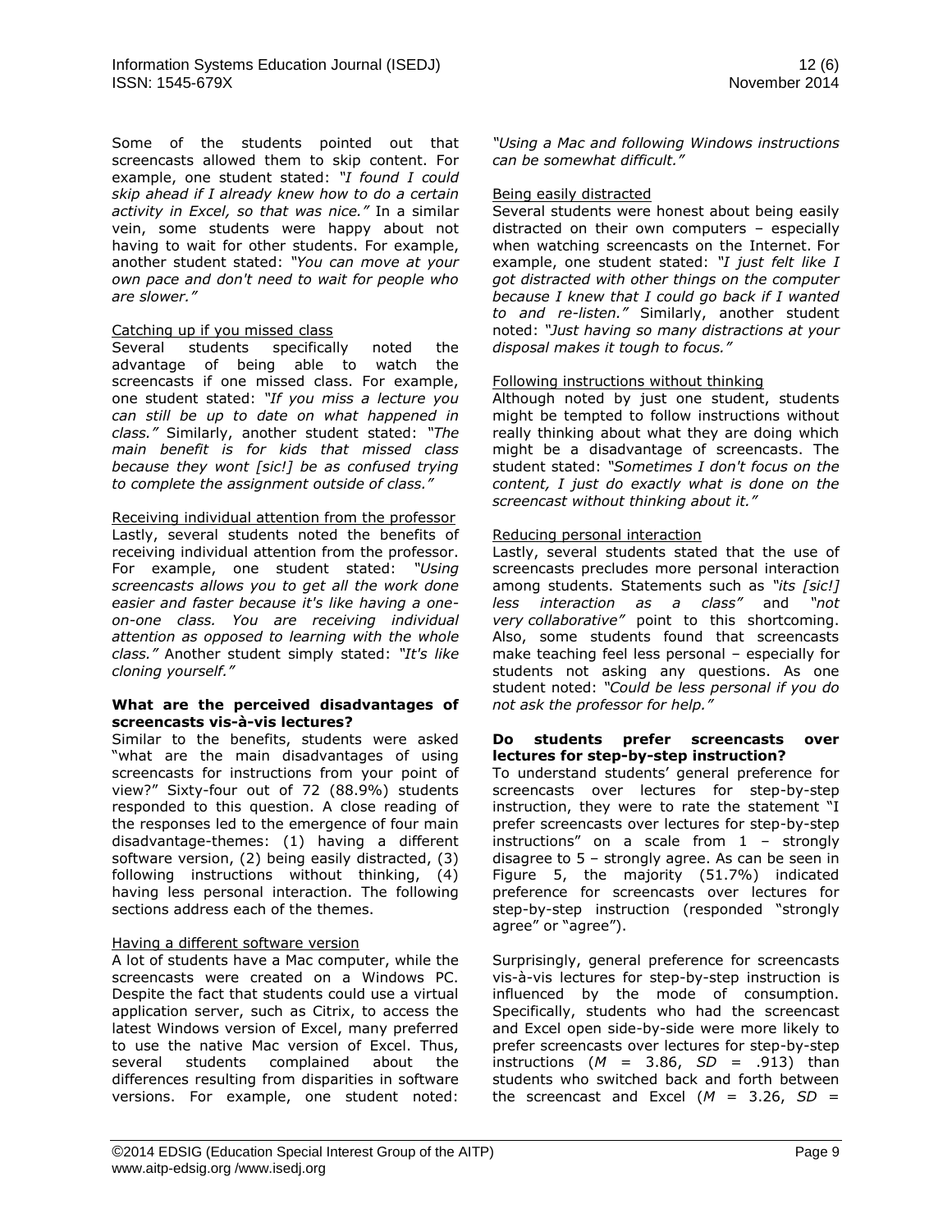Some of the students pointed out that screencasts allowed them to skip content. For example, one student stated: *"I found I could skip ahead if I already knew how to do a certain activity in Excel, so that was nice."* In a similar vein, some students were happy about not having to wait for other students. For example, another student stated: *"You can move at your own pace and don't need to wait for people who are slower."*

Catching up if you missed class

Several students specifically noted the advantage of being able to watch the screencasts if one missed class. For example, one student stated: *"If you miss a lecture you can still be up to date on what happened in class."* Similarly, another student stated: *"The main benefit is for kids that missed class because they wont [sic!] be as confused trying to complete the assignment outside of class."*

Receiving individual attention from the professor

Lastly, several students noted the benefits of receiving individual attention from the professor. For example, one student stated: *"Using screencasts allows you to get all the work done easier and faster because it's like having a one-on-one class. You are receiving individual attention as opposed to learning with the whole class."* Another student simply stated: *"It's like cloning yourself."*

**What are the perceived disadvantages of screencasts vis-à-vis lectures?**

Similar to the benefits, students were asked "what are the main disadvantages of using screencasts for instructions from your point of view?" Sixty-four out of 72 (88.9%) students responded to this question. A close reading of the responses led to the emergence of four main disadvantage-themes: (1) having a different software version, (2) being easily distracted, (3) following instructions without thinking, (4) having less personal interaction. The following sections address each of the themes.

Having a different software version

A lot of students have a Mac computer, while the screencasts were created on a Windows PC. Despite the fact that students could use a virtual application server, such as Citrix, to access the latest Windows version of Excel, many preferred to use the native Mac version of Excel. Thus, several students complained about the differences resulting from disparities in software versions. For example, one student noted: *"Using a Mac and following Windows instructions can be somewhat difficult."*

Being easily distracted

Several students were honest about being easily distracted on their own computers – especially when watching screencasts on the Internet. For example, one student stated: *"I just felt like I got distracted with other things on the computer because I knew that I could go back if I wanted to and re-listen."* Similarly, another student noted: *"Just having so many distractions at your disposal makes it tough to focus."*

Following instructions without thinking

Although noted by just one student, students might be tempted to follow instructions without really thinking about what they are doing which might be a disadvantage of screencasts. The student stated: *"Sometimes I don't focus on the content, I just do exactly what is done on the screencast without thinking about it."*

Reducing personal interaction

Lastly, several students stated that the use of screencasts precludes more personal interaction among students. Statements such as *"its [sic!] less interaction as a class"* and *"not very collaborative"* point to this shortcoming. Also, some students found that screencasts make teaching feel less personal – especially for students not asking any questions. As one student noted: *"Could be less personal if you do not ask the professor for help."*

**Do students prefer screencasts over lectures for step-by-step instruction?**

To understand students' general preference for screencasts over lectures for step-by-step instruction, they were to rate the statement "I prefer screencasts over lectures for step-by-step instructions" on a scale from 1 – strongly disagree to 5 – strongly agree. As can be seen in Figure 5, the majority (51.7%) indicated preference for screencasts over lectures for step-by-step instruction (responded "strongly agree" or "agree").

Surprisingly, general preference for screencasts vis-à-vis lectures for step-by-step instruction is influenced by the mode of consumption. Specifically, students who had the screencast and Excel open side-by-side were more likely to prefer screencasts over lectures for step-by-step instructions ($M$ = 3.86, $SD$ = .913) than students who switched back and forth between the screencast and Excel ($M$ = 3.26, $SD$ =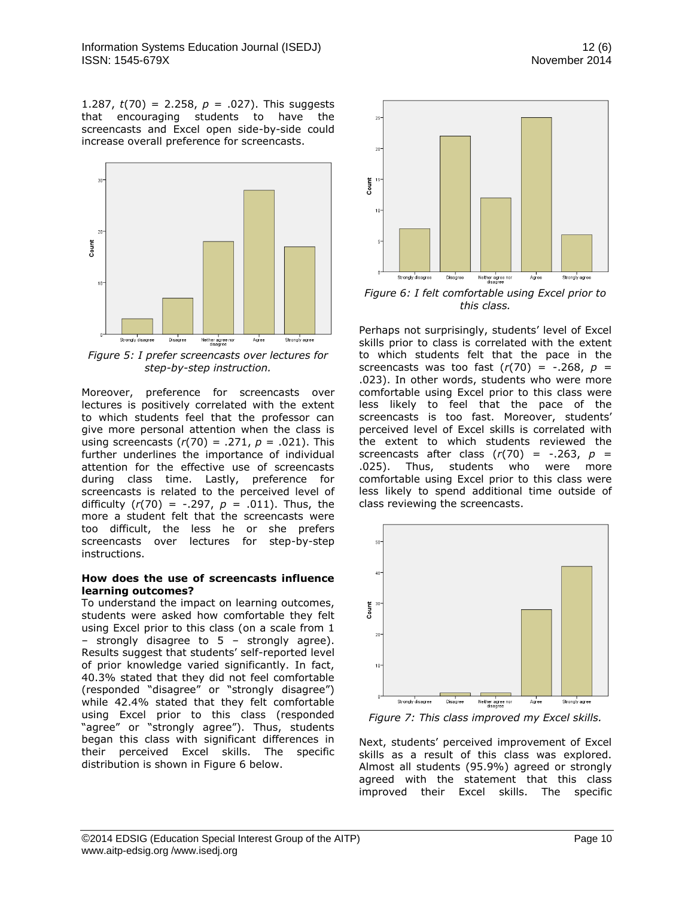1.287, $t(70) = 2.258$, $p = .027$). This suggests that encouraging students to have the screencasts and Excel open side-by-side could increase overall preference for screencasts.

*Figure 5: I prefer screencasts over lectures for step-by-step instruction.*

Moreover, preference for screencasts over lectures is positively correlated with the extent to which students feel that the professor can give more personal attention when the class is using screencasts ($r(70) = .271$, $p = .021$). This further underlines the importance of individual attention for the effective use of screencasts during class time. Lastly, preference for screencasts is related to the perceived level of difficulty ($r(70) = -.297$, $p = .011$). Thus, the more a student felt that the screencasts were too difficult, the less he or she prefers screencasts over lectures for step-by-step instructions.

**How does the use of screencasts influence learning outcomes?**

To understand the impact on learning outcomes, students were asked how comfortable they felt using Excel prior to this class (on a scale from 1 – strongly disagree to 5 – strongly agree). Results suggest that students' self-reported level of prior knowledge varied significantly. In fact, 40.3% stated that they did not feel comfortable (responded "disagree" or "strongly disagree") while 42.4% stated that they felt comfortable using Excel prior to this class (responded "agree" or "strongly agree"). Thus, students began this class with significant differences in their perceived Excel skills. The specific distribution is shown in Figure 6 below.

*Figure 6: I felt comfortable using Excel prior to this class.*

Perhaps not surprisingly, students' level of Excel skills prior to class is correlated with the extent to which students felt that the pace in the screencasts was too fast ($r(70) = -.268$, $p = .023$). In other words, students who were more comfortable using Excel prior to this class were less likely to feel that the pace of the screencasts is too fast. Moreover, students' perceived level of Excel skills is correlated with the extent to which students reviewed the screencasts after class ($r(70) = -.263$, $p = .025$). Thus, students who were more comfortable using Excel prior to this class were less likely to spend additional time outside of class reviewing the screencasts.

*Figure 7: This class improved my Excel skills.*

Next, students' perceived improvement of Excel skills as a result of this class was explored. Almost all students (95.9%) agreed or strongly agreed with the statement that this class improved their Excel skills. The specific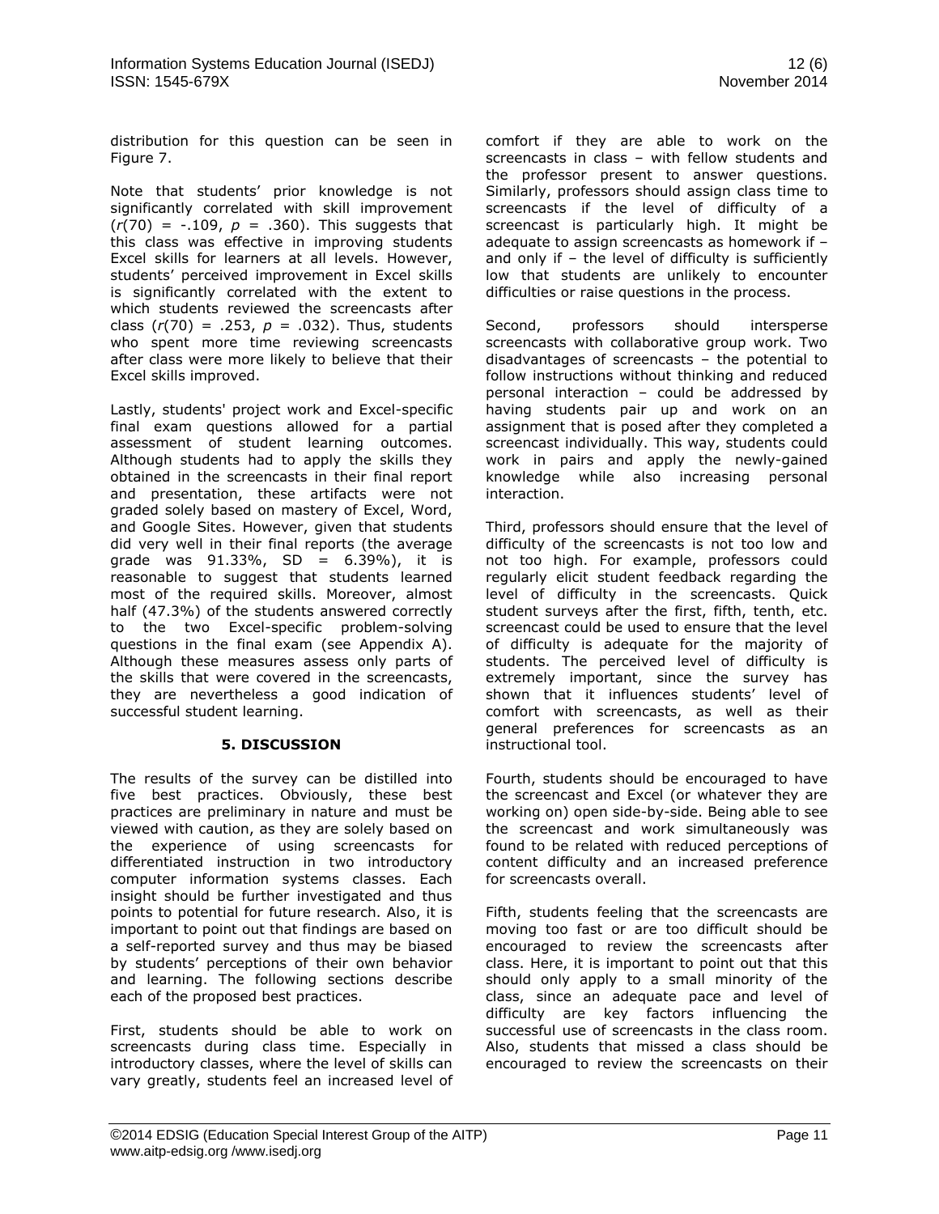distribution for this question can be seen in Figure 7.

Note that students' prior knowledge is not significantly correlated with skill improvement ($r(70) = -.109$, $p = .360$). This suggests that this class was effective in improving students Excel skills for learners at all levels. However, students' perceived improvement in Excel skills is significantly correlated with the extent to which students reviewed the screencasts after class ($r(70) = .253$, $p = .032$). Thus, students who spent more time reviewing screencasts after class were more likely to believe that their Excel skills improved.

Lastly, students' project work and Excel-specific final exam questions allowed for a partial assessment of student learning outcomes. Although students had to apply the skills they obtained in the screencasts in their final report and presentation, these artifacts were not graded solely based on mastery of Excel, Word, and Google Sites. However, given that students did very well in their final reports (the average grade was 91.33%, SD = 6.39%), it is reasonable to suggest that students learned most of the required skills. Moreover, almost half (47.3%) of the students answered correctly to the two Excel-specific problem-solving questions in the final exam (see Appendix A). Although these measures assess only parts of the skills that were covered in the screencasts, they are nevertheless a good indication of successful student learning.

## 5. DISCUSSION

The results of the survey can be distilled into five best practices. Obviously, these best practices are preliminary in nature and must be viewed with caution, as they are solely based on the experience of using screencasts for differentiated instruction in two introductory computer information systems classes. Each insight should be further investigated and thus points to potential for future research. Also, it is important to point out that findings are based on a self-reported survey and thus may be biased by students' perceptions of their own behavior and learning. The following sections describe each of the proposed best practices.

First, students should be able to work on screencasts during class time. Especially in introductory classes, where the level of skills can vary greatly, students feel an increased level of comfort if they are able to work on the screencasts in class – with fellow students and the professor present to answer questions. Similarly, professors should assign class time to screencasts if the level of difficulty of a screencast is particularly high. It might be adequate to assign screencasts as homework if – and only if – the level of difficulty is sufficiently low that students are unlikely to encounter difficulties or raise questions in the process.

Second, professors should intersperse screencasts with collaborative group work. Two disadvantages of screencasts – the potential to follow instructions without thinking and reduced personal interaction – could be addressed by having students pair up and work on an assignment that is posed after they completed a screencast individually. This way, students could work in pairs and apply the newly-gained knowledge while also increasing personal interaction.

Third, professors should ensure that the level of difficulty of the screencasts is not too low and not too high. For example, professors could regularly elicit student feedback regarding the level of difficulty in the screencasts. Quick student surveys after the first, fifth, tenth, etc. screencast could be used to ensure that the level of difficulty is adequate for the majority of students. The perceived level of difficulty is extremely important, since the survey has shown that it influences students' level of comfort with screencasts, as well as their general preferences for screencasts as an instructional tool.

Fourth, students should be encouraged to have the screencast and Excel (or whatever they are working on) open side-by-side. Being able to see the screencast and work simultaneously was found to be related with reduced perceptions of content difficulty and an increased preference for screencasts overall.

Fifth, students feeling that the screencasts are moving too fast or are too difficult should be encouraged to review the screencasts after class. Here, it is important to point out that this should only apply to a small minority of the class, since an adequate pace and level of difficulty are key factors influencing the successful use of screencasts in the class room. Also, students that missed a class should be encouraged to review the screencasts on their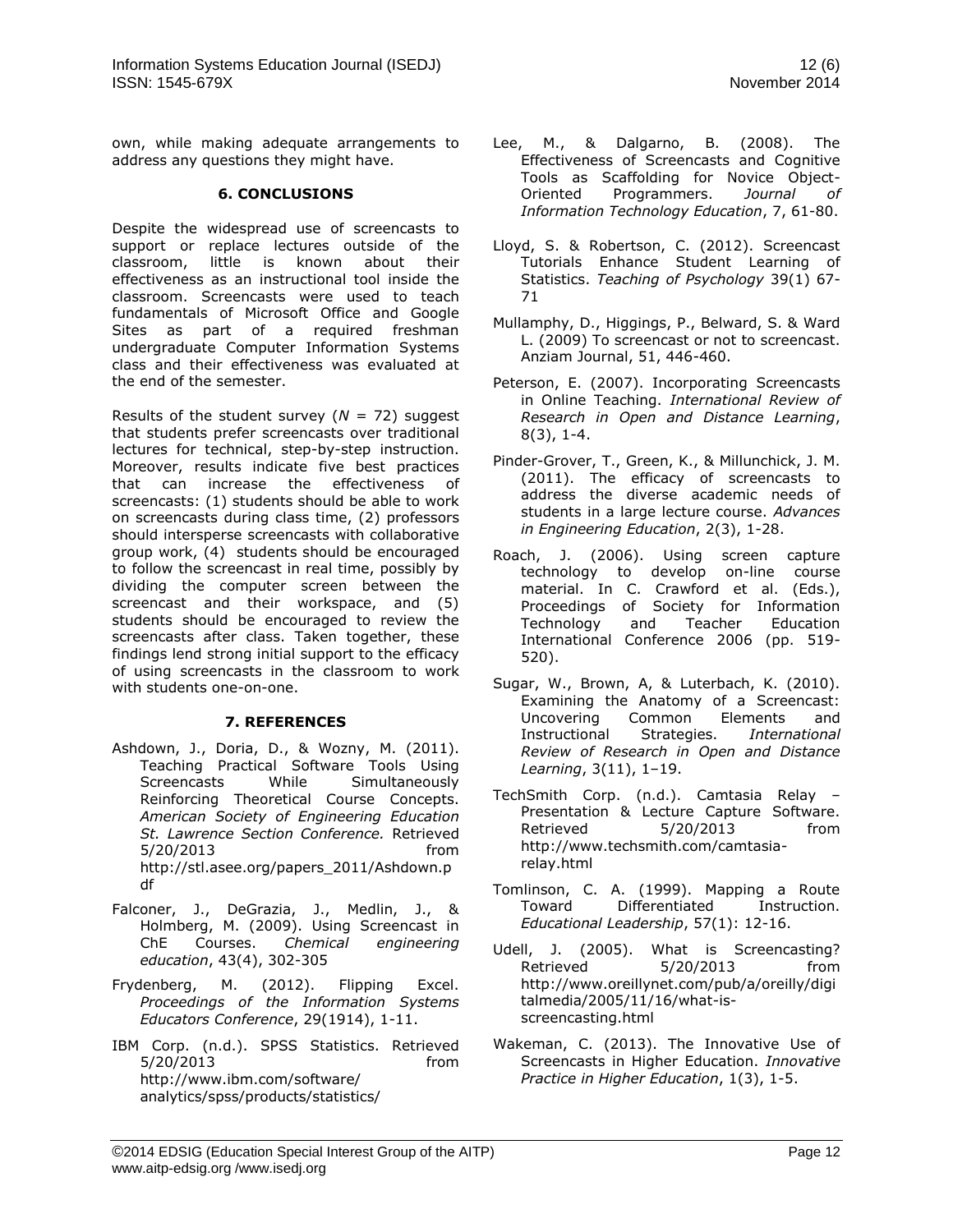own, while making adequate arrangements to address any questions they might have.

## 6. CONCLUSIONS

Despite the widespread use of screencasts to support or replace lectures outside of the classroom, little is known about their effectiveness as an instructional tool inside the classroom. Screencasts were used to teach fundamentals of Microsoft Office and Google Sites as part of a required freshman undergraduate Computer Information Systems class and their effectiveness was evaluated at the end of the semester.

Results of the student survey (*N* = 72) suggest that students prefer screencasts over traditional lectures for technical, step-by-step instruction. Moreover, results indicate five best practices that can increase the effectiveness of screencasts: (1) students should be able to work on screencasts during class time, (2) professors should intersperse screencasts with collaborative group work, (4) students should be encouraged to follow the screencast in real time, possibly by dividing the computer screen between the screencast and their workspace, and (5) students should be encouraged to review the screencasts after class. Taken together, these findings lend strong initial support to the efficacy of using screencasts in the classroom to work with students one-on-one.

## 7. REFERENCES

Ashdown, J., Doria, D., & Wozny, M. (2011). Teaching Practical Software Tools Using Screencasts While Simultaneously Reinforcing Theoretical Course Concepts. *American Society of Engineering Education St. Lawrence Section Conference.* Retrieved 5/20/2013 from http://stl.asee.org/papers_2011/Ashdown.pdf

Falconer, J., DeGrazia, J., Medlin, J., & Holmberg, M. (2009). Using Screencast in ChE Courses. *Chemical engineering education*, 43(4), 302-305

Frydenberg, M. (2012). Flipping Excel. *Proceedings of the Information Systems Educators Conference*, 29(1914), 1-11.

IBM Corp. (n.d.). SPSS Statistics. Retrieved 5/20/2013 from http://www.ibm.com/software/ analytics/spss/products/statistics/

Lee, M., & Dalgarno, B. (2008). The Effectiveness of Screencasts and Cognitive Tools as Scaffolding for Novice Object-Oriented Programmers. *Journal of Information Technology Education*, 7, 61-80.

Lloyd, S. & Robertson, C. (2012). Screencast Tutorials Enhance Student Learning of Statistics. *Teaching of Psychology* 39(1) 67-71

Mullamphy, D., Higgings, P., Belward, S. & Ward L. (2009) To screencast or not to screencast. Anziam Journal, 51, 446-460.

Peterson, E. (2007). Incorporating Screencasts in Online Teaching. *International Review of Research in Open and Distance Learning*, 8(3), 1-4.

Pinder-Grover, T., Green, K., & Millunchick, J. M. (2011). The efficacy of screencasts to address the diverse academic needs of students in a large lecture course. *Advances in Engineering Education*, 2(3), 1-28.

Roach, J. (2006). Using screen capture technology to develop on-line course material. In C. Crawford et al. (Eds.), Proceedings of Society for Information Technology and Teacher Education International Conference 2006 (pp. 519-520).

Sugar, W., Brown, A, & Luterbach, K. (2010). Examining the Anatomy of a Screencast: Uncovering Common Elements and Instructional Strategies. *International Review of Research in Open and Distance Learning*, 3(11), 1–19.

TechSmith Corp. (n.d.). Camtasia Relay – Presentation & Lecture Capture Software. Retrieved 5/20/2013 from http://www.techsmith.com/camtasia-relay.html

Tomlinson, C. A. (1999). Mapping a Route Toward Differentiated Instruction. *Educational Leadership*, 57(1): 12-16.

Udell, J. (2005). What is Screencasting? Retrieved 5/20/2013 from http://www.oreillynet.com/pub/a/oreilly/digitalmedia/2005/11/16/what-is-screencasting.html

Wakeman, C. (2013). The Innovative Use of Screencasts in Higher Education. *Innovative Practice in Higher Education*, 1(3), 1-5.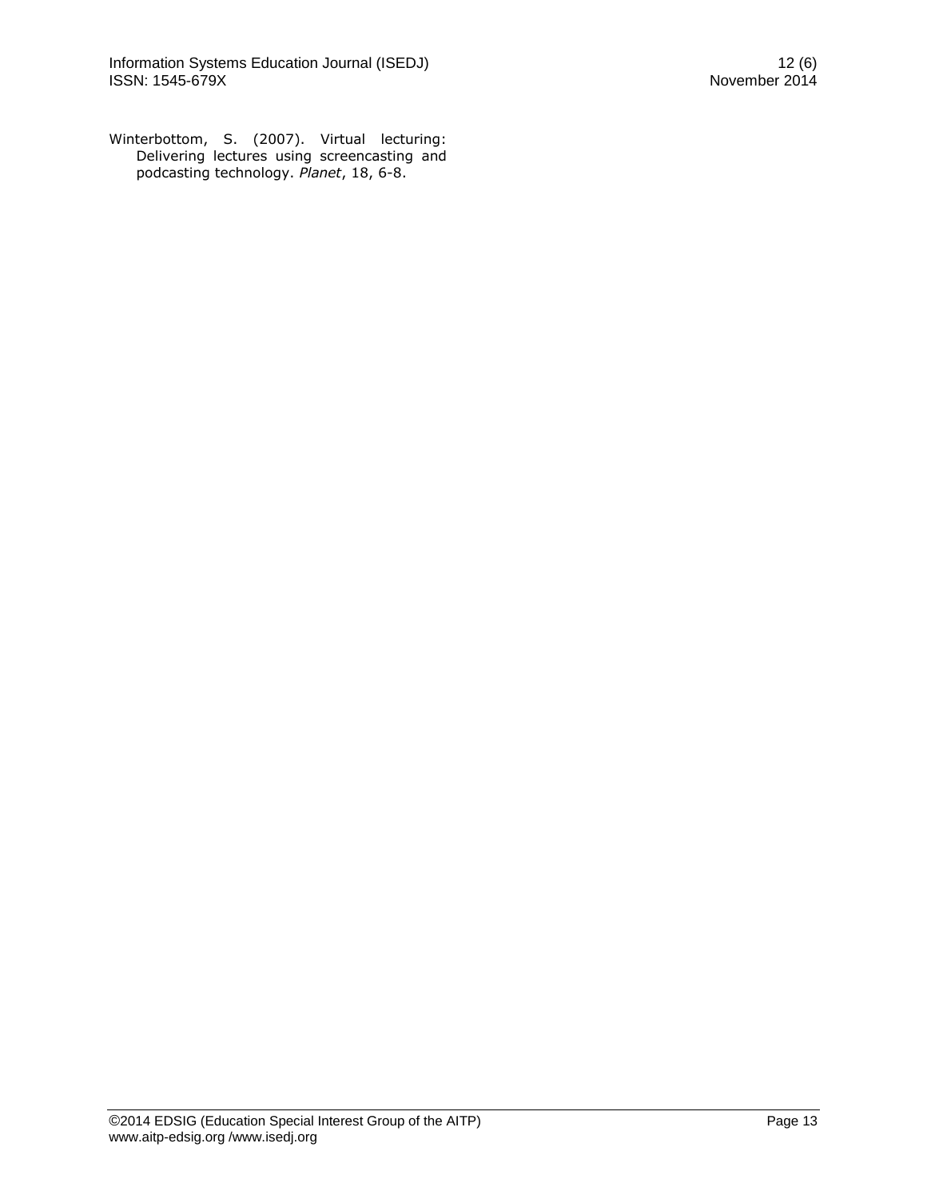Winterbottom, S. (2007). Virtual lecturing: Delivering lectures using screencasting and podcasting technology. *Planet*, 18, 6-8.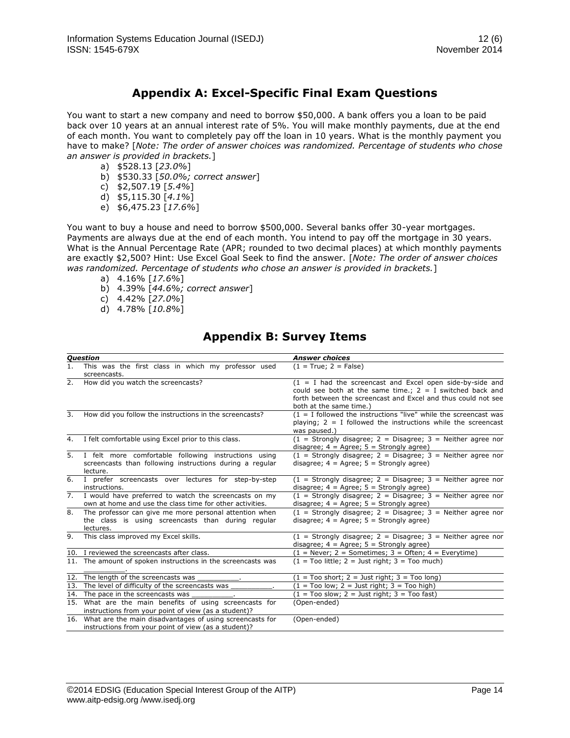## Appendix A: Excel-Specific Final Exam Questions

You want to start a new company and need to borrow $50,000. A bank offers you a loan to be paid back over 10 years at an annual interest rate of 5%. You will make monthly payments, due at the end of each month. You want to completely pay off the loan in 10 years. What is the monthly payment you have to make? [*Note: The order of answer choices was randomized. Percentage of students who chose an answer is provided in brackets.*]

a) $528.13 [*23.0%*]
b) $530.33 [*50.0%; correct answer*]
c) $2,507.19 [*5.4%*]
d) $5,115.30 [*4.1%*]
e) $6,475.23 [*17.6%*]

You want to buy a house and need to borrow $500,000. Several banks offer 30-year mortgages. Payments are always due at the end of each month. You intend to pay off the mortgage in 30 years. What is the Annual Percentage Rate (APR; rounded to two decimal places) at which monthly payments are exactly $2,500? Hint: Use Excel Goal Seek to find the answer. [*Note: The order of answer choices was randomized. Percentage of students who chose an answer is provided in brackets.*]

a) 4.16% [*17.6%*]
b) 4.39% [*44.6%; correct answer*]
c) 4.42% [*27.0%*]
d) 4.78% [*10.8%*]

## Appendix B: Survey Items

| *Question* | *Answer choices* |
|---|---|
| 1. This was the first class in which my professor used screencasts. | (1 = True; 2 = False) |
| 2. How did you watch the screencasts? | (1 = I had the screencast and Excel open side-by-side and could see both at the same time.; 2 = I switched back and forth between the screencast and Excel and thus could not see both at the same time.) |
| 3. How did you follow the instructions in the screencasts? | (1 = I followed the instructions "live" while the screencast was playing; 2 = I followed the instructions while the screencast was paused.) |
| 4. I felt comfortable using Excel prior to this class. | (1 = Strongly disagree; 2 = Disagree; 3 = Neither agree nor disagree; 4 = Agree; 5 = Strongly agree) |
| 5. I felt more comfortable following instructions using screencasts than following instructions during a regular lecture. | (1 = Strongly disagree; 2 = Disagree; 3 = Neither agree nor disagree; 4 = Agree; 5 = Strongly agree) |
| 6. I prefer screencasts over lectures for step-by-step instructions. | (1 = Strongly disagree; 2 = Disagree; 3 = Neither agree nor disagree; 4 = Agree; 5 = Strongly agree) |
| 7. I would have preferred to watch the screencasts on my own at home and use the class time for other activities. | (1 = Strongly disagree; 2 = Disagree; 3 = Neither agree nor disagree; 4 = Agree; 5 = Strongly agree) |
| 8. The professor can give me more personal attention when the class is using screencasts than during regular lectures. | (1 = Strongly disagree; 2 = Disagree; 3 = Neither agree nor disagree; 4 = Agree; 5 = Strongly agree) |
| 9. This class improved my Excel skills. | (1 = Strongly disagree; 2 = Disagree; 3 = Neither agree nor disagree; 4 = Agree; 5 = Strongly agree) |
| 10. I reviewed the screencasts after class. | (1 = Never; 2 = Sometimes; 3 = Often; 4 = Everytime) |
| 11. The amount of spoken instructions in the screencasts was __________. | (1 = Too little; 2 = Just right; 3 = Too much) |
| 12. The length of the screencasts was __________. | (1 = Too short; 2 = Just right; 3 = Too long) |
| 13. The level of difficulty of the screencasts was __________. | (1 = Too low; 2 = Just right; 3 = Too high) |
| 14. The pace in the screencasts was __________. | (1 = Too slow; 2 = Just right; 3 = Too fast) |
| 15. What are the main benefits of using screencasts for instructions from your point of view (as a student)? | (Open-ended) |
| 16. What are the main disadvantages of using screencasts for instructions from your point of view (as a student)? | (Open-ended) |